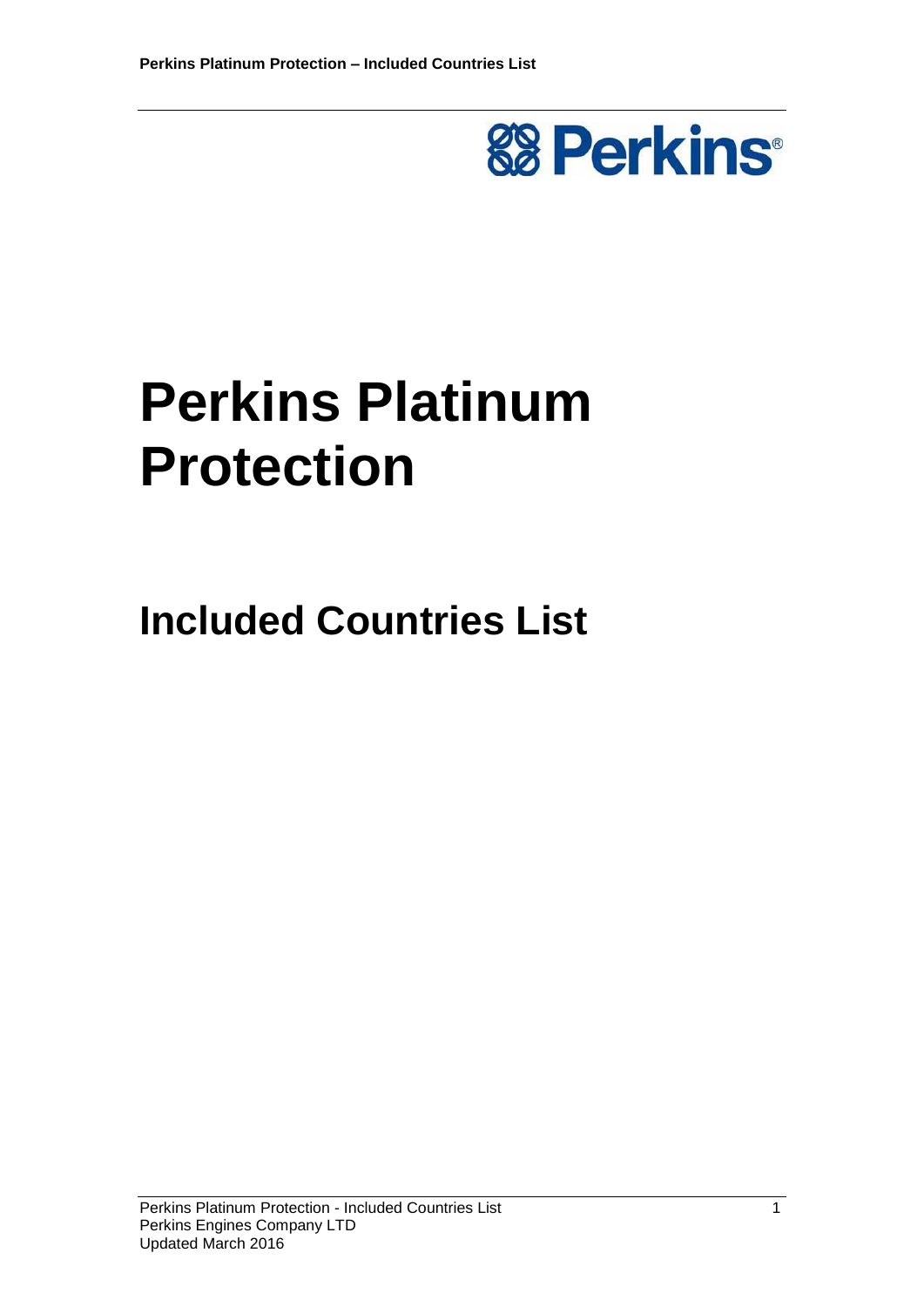# Perkins Platinum Protection

## Included Countries List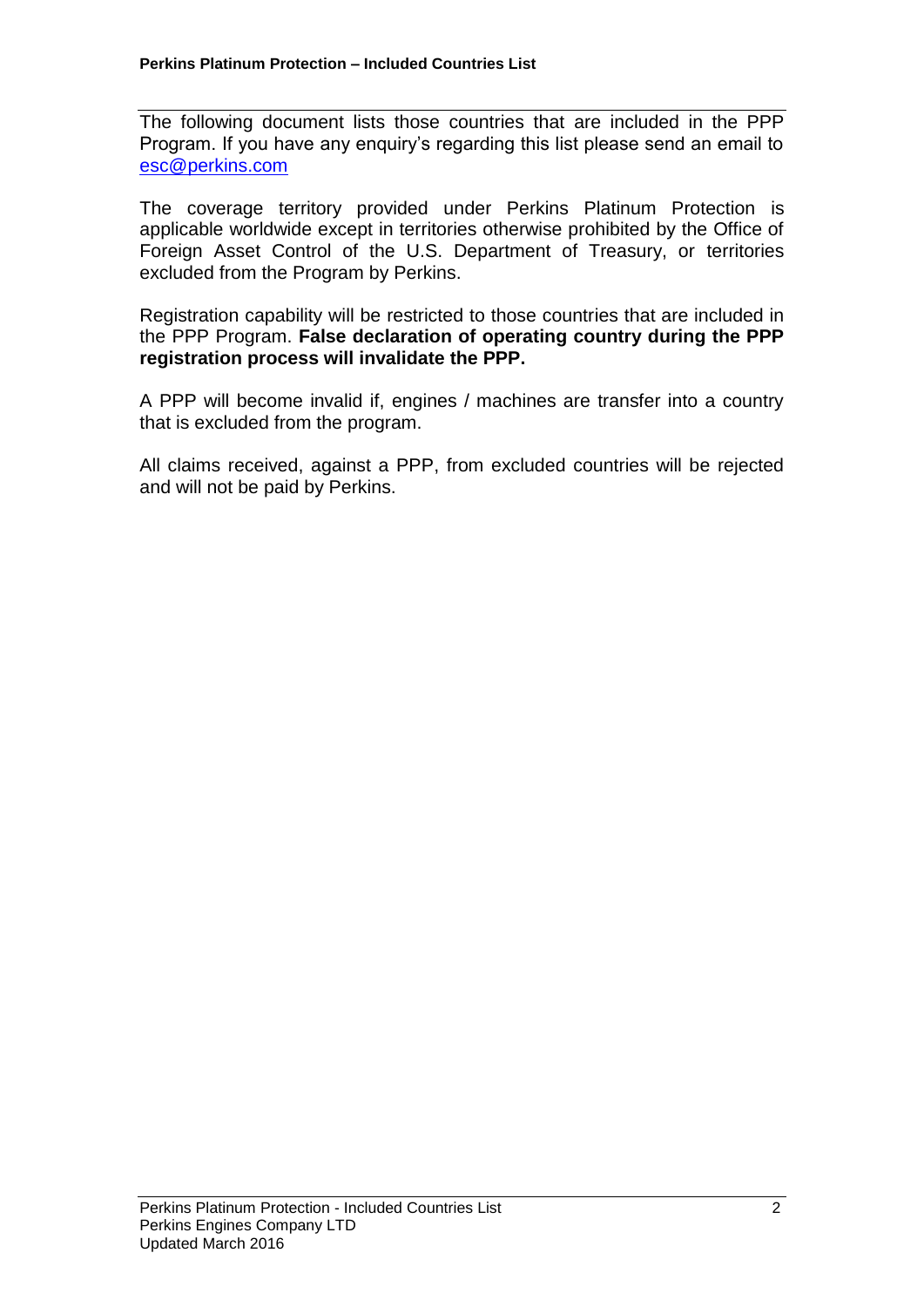The following document lists those countries that are included in the PPP Program. If you have any enquiry's regarding this list please send an email to esc@perkins.com

The coverage territory provided under Perkins Platinum Protection is applicable worldwide except in territories otherwise prohibited by the Office of Foreign Asset Control of the U.S. Department of Treasury, or territories excluded from the Program by Perkins.

Registration capability will be restricted to those countries that are included in the PPP Program. **False declaration of operating country during the PPP registration process will invalidate the PPP.**

A PPP will become invalid if, engines / machines are transfer into a country that is excluded from the program.

All claims received, against a PPP, from excluded countries will be rejected and will not be paid by Perkins.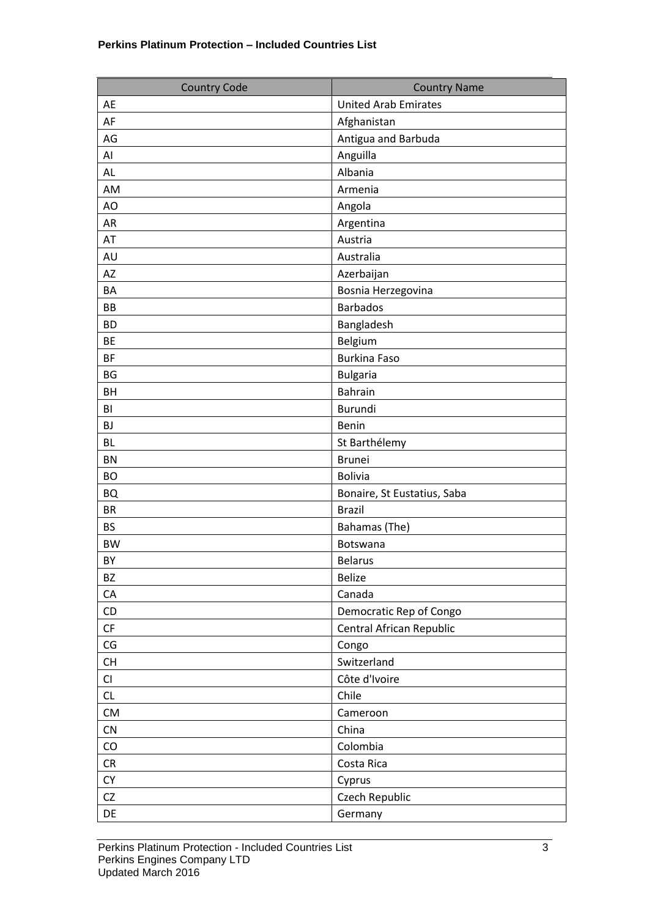**Perkins Platinum Protection – Included Countries List**

| Country Code | Country Name |
|---|---|
| AE | United Arab Emirates |
| AF | Afghanistan |
| AG | Antigua and Barbuda |
| AI | Anguilla |
| AL | Albania |
| AM | Armenia |
| AO | Angola |
| AR | Argentina |
| AT | Austria |
| AU | Australia |
| AZ | Azerbaijan |
| BA | Bosnia Herzegovina |
| BB | Barbados |
| BD | Bangladesh |
| BE | Belgium |
| BF | Burkina Faso |
| BG | Bulgaria |
| BH | Bahrain |
| BI | Burundi |
| BJ | Benin |
| BL | St Barthélemy |
| BN | Brunei |
| BO | Bolivia |
| BQ | Bonaire, St Eustatius, Saba |
| BR | Brazil |
| BS | Bahamas (The) |
| BW | Botswana |
| BY | Belarus |
| BZ | Belize |
| CA | Canada |
| CD | Democratic Rep of Congo |
| CF | Central African Republic |
| CG | Congo |
| CH | Switzerland |
| CI | Côte d'Ivoire |
| CL | Chile |
| CM | Cameroon |
| CN | China |
| CO | Colombia |
| CR | Costa Rica |
| CY | Cyprus |
| CZ | Czech Republic |
| DE | Germany |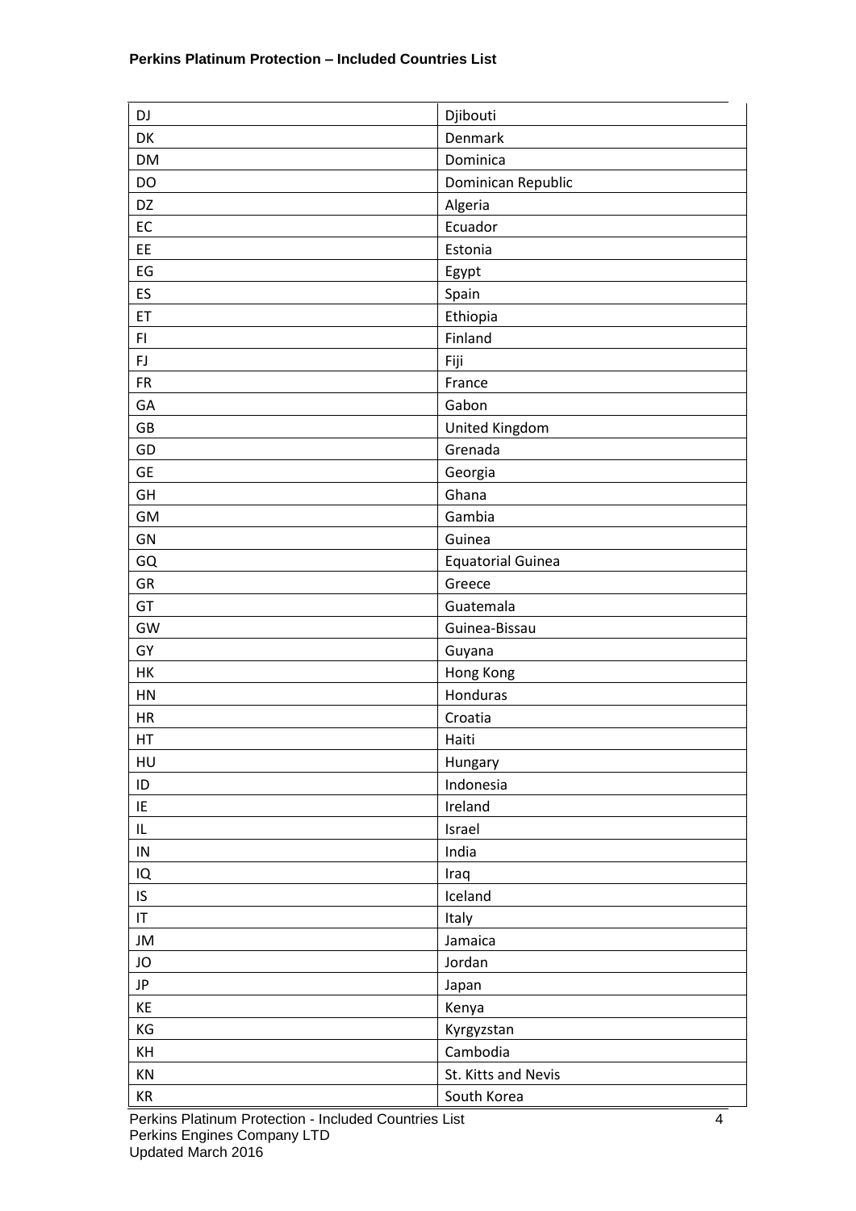| | |
|---|---|
| DJ | Djibouti |
| DK | Denmark |
| DM | Dominica |
| DO | Dominican Republic |
| DZ | Algeria |
| EC | Ecuador |
| EE | Estonia |
| EG | Egypt |
| ES | Spain |
| ET | Ethiopia |
| FI | Finland |
| FJ | Fiji |
| FR | France |
| GA | Gabon |
| GB | United Kingdom |
| GD | Grenada |
| GE | Georgia |
| GH | Ghana |
| GM | Gambia |
| GN | Guinea |
| GQ | Equatorial Guinea |
| GR | Greece |
| GT | Guatemala |
| GW | Guinea-Bissau |
| GY | Guyana |
| HK | Hong Kong |
| HN | Honduras |
| HR | Croatia |
| HT | Haiti |
| HU | Hungary |
| ID | Indonesia |
| IE | Ireland |
| IL | Israel |
| IN | India |
| IQ | Iraq |
| IS | Iceland |
| IT | Italy |
| JM | Jamaica |
| JO | Jordan |
| JP | Japan |
| KE | Kenya |
| KG | Kyrgyzstan |
| KH | Cambodia |
| KN | St. Kitts and Nevis |
| KR | South Korea |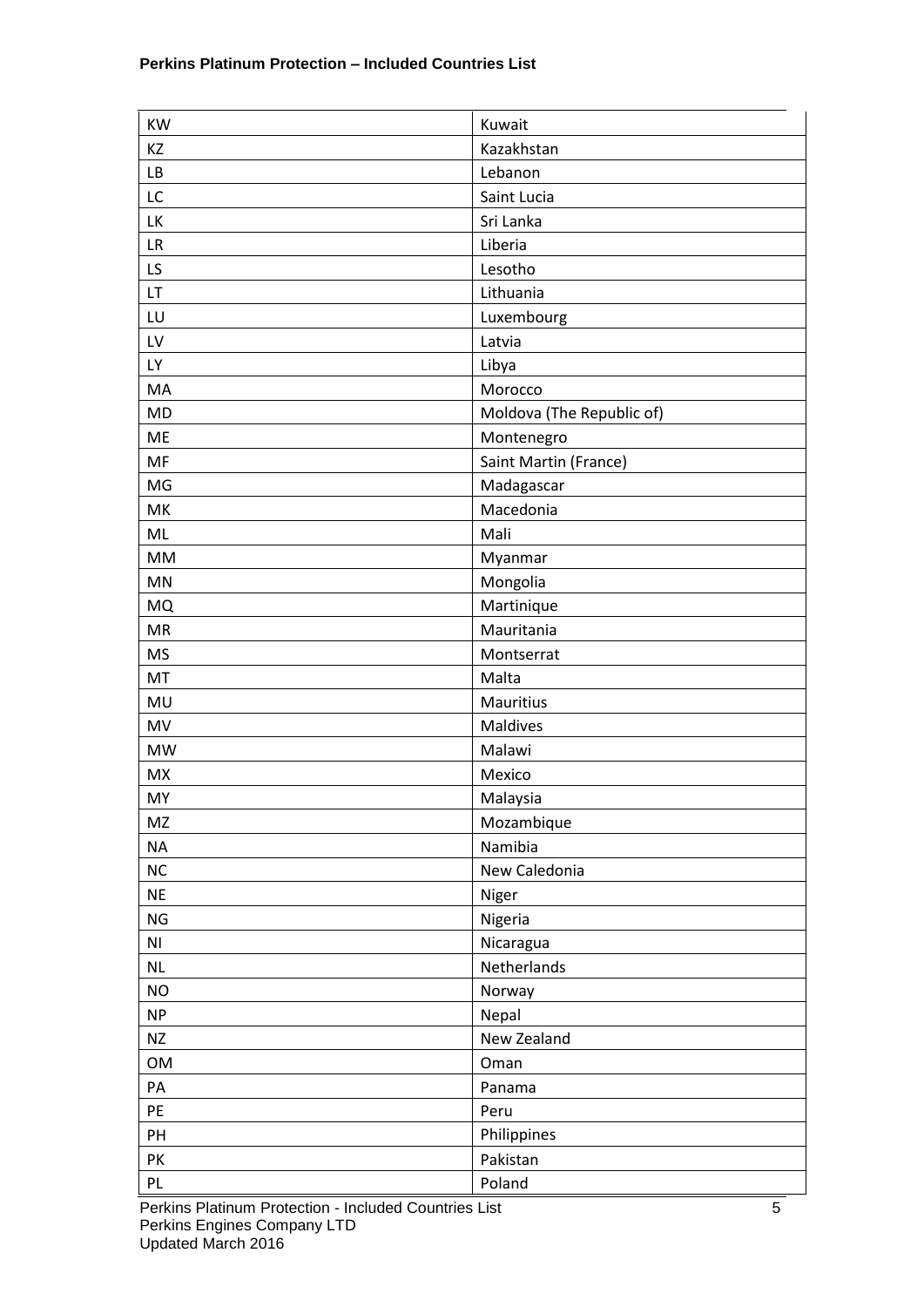| | |
|---|---|
| KW | Kuwait |
| KZ | Kazakhstan |
| LB | Lebanon |
| LC | Saint Lucia |
| LK | Sri Lanka |
| LR | Liberia |
| LS | Lesotho |
| LT | Lithuania |
| LU | Luxembourg |
| LV | Latvia |
| LY | Libya |
| MA | Morocco |
| MD | Moldova (The Republic of) |
| ME | Montenegro |
| MF | Saint Martin (France) |
| MG | Madagascar |
| MK | Macedonia |
| ML | Mali |
| MM | Myanmar |
| MN | Mongolia |
| MQ | Martinique |
| MR | Mauritania |
| MS | Montserrat |
| MT | Malta |
| MU | Mauritius |
| MV | Maldives |
| MW | Malawi |
| MX | Mexico |
| MY | Malaysia |
| MZ | Mozambique |
| NA | Namibia |
| NC | New Caledonia |
| NE | Niger |
| NG | Nigeria |
| NI | Nicaragua |
| NL | Netherlands |
| NO | Norway |
| NP | Nepal |
| NZ | New Zealand |
| OM | Oman |
| PA | Panama |
| PE | Peru |
| PH | Philippines |
| PK | Pakistan |
| PL | Poland |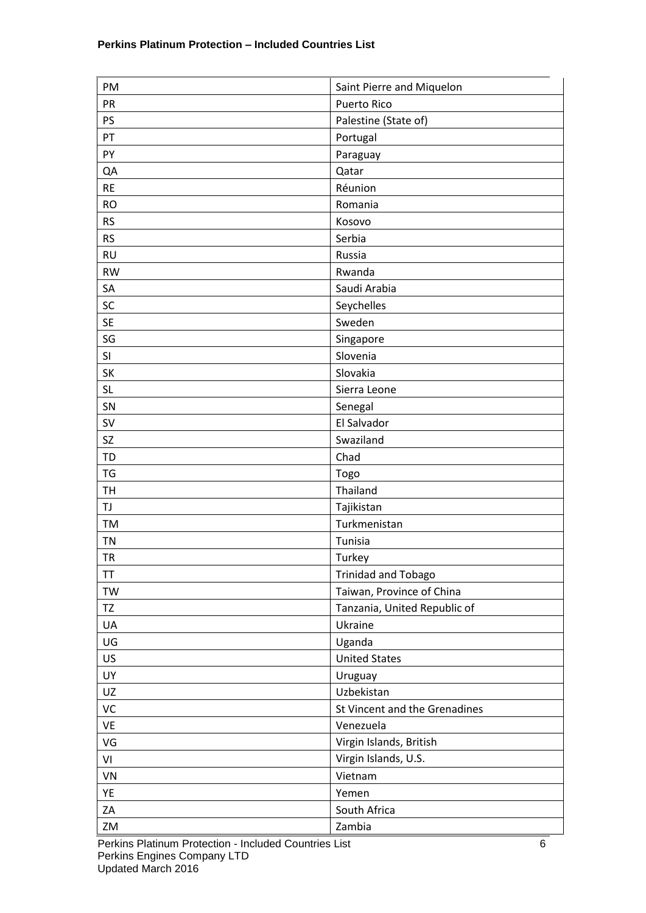| | |
|---|---|
| PM | Saint Pierre and Miquelon |
| PR | Puerto Rico |
| PS | Palestine (State of) |
| PT | Portugal |
| PY | Paraguay |
| QA | Qatar |
| RE | Réunion |
| RO | Romania |
| RS | Kosovo |
| RS | Serbia |
| RU | Russia |
| RW | Rwanda |
| SA | Saudi Arabia |
| SC | Seychelles |
| SE | Sweden |
| SG | Singapore |
| SI | Slovenia |
| SK | Slovakia |
| SL | Sierra Leone |
| SN | Senegal |
| SV | El Salvador |
| SZ | Swaziland |
| TD | Chad |
| TG | Togo |
| TH | Thailand |
| TJ | Tajikistan |
| TM | Turkmenistan |
| TN | Tunisia |
| TR | Turkey |
| TT | Trinidad and Tobago |
| TW | Taiwan, Province of China |
| TZ | Tanzania, United Republic of |
| UA | Ukraine |
| UG | Uganda |
| US | United States |
| UY | Uruguay |
| UZ | Uzbekistan |
| VC | St Vincent and the Grenadines |
| VE | Venezuela |
| VG | Virgin Islands, British |
| VI | Virgin Islands, U.S. |
| VN | Vietnam |
| YE | Yemen |
| ZA | South Africa |
| ZM | Zambia |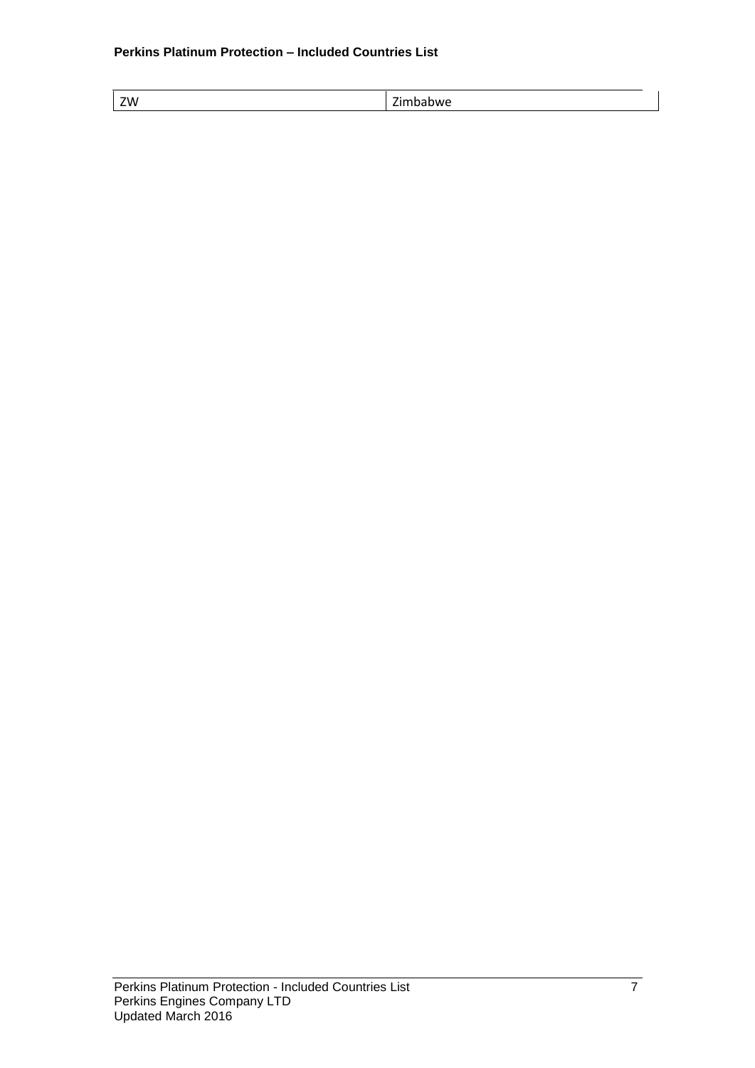| | |
|---|---|
| ZW | Zimbabwe |